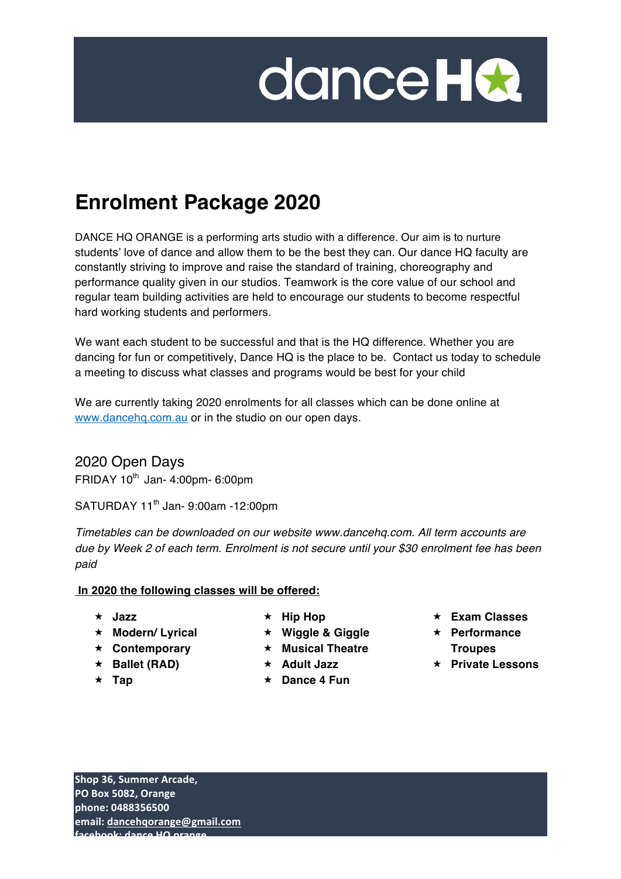dance HQ

# Enrolment Package 2020

DANCE HQ ORANGE is a performing arts studio with a difference. Our aim is to nurture students' love of dance and allow them to be the best they can. Our dance HQ faculty are constantly striving to improve and raise the standard of training, choreography and performance quality given in our studios. Teamwork is the core value of our school and regular team building activities are held to encourage our students to become respectful hard working students and performers.

We want each student to be successful and that is the HQ difference. Whether you are dancing for fun or competitively, Dance HQ is the place to be. Contact us today to schedule a meeting to discuss what classes and programs would be best for your child

We are currently taking 2020 enrolments for all classes which can be done online at [www.dancehq.com.au](http://www.dancehq.com.au) or in the studio on our open days.

## 2020 Open Days

FRIDAY 10th Jan- 4:00pm- 6:00pm

SATURDAY 11th Jan- 9:00am -12:00pm

*Timetables can be downloaded on our website www.dancehq.com. All term accounts are due by Week 2 of each term. Enrolment is not secure until your $30 enrolment fee has been paid*

**In 2020 the following classes will be offered:**

- **Jazz**
- **Modern/ Lyrical**
- **Contemporary**
- **Ballet (RAD)**
- **Tap**
- **Hip Hop**
- **Wiggle & Giggle**
- **Musical Theatre**
- **Adult Jazz**
- **Dance 4 Fun**
- **Exam Classes**
- **Performance Troupes**
- **Private Lessons**

**Shop 36, Summer Arcade,**
**PO Box 5082, Orange**
**phone: 0488356500**
**email: dancehqorange@gmail.com**
**facebook: dance HQ orange**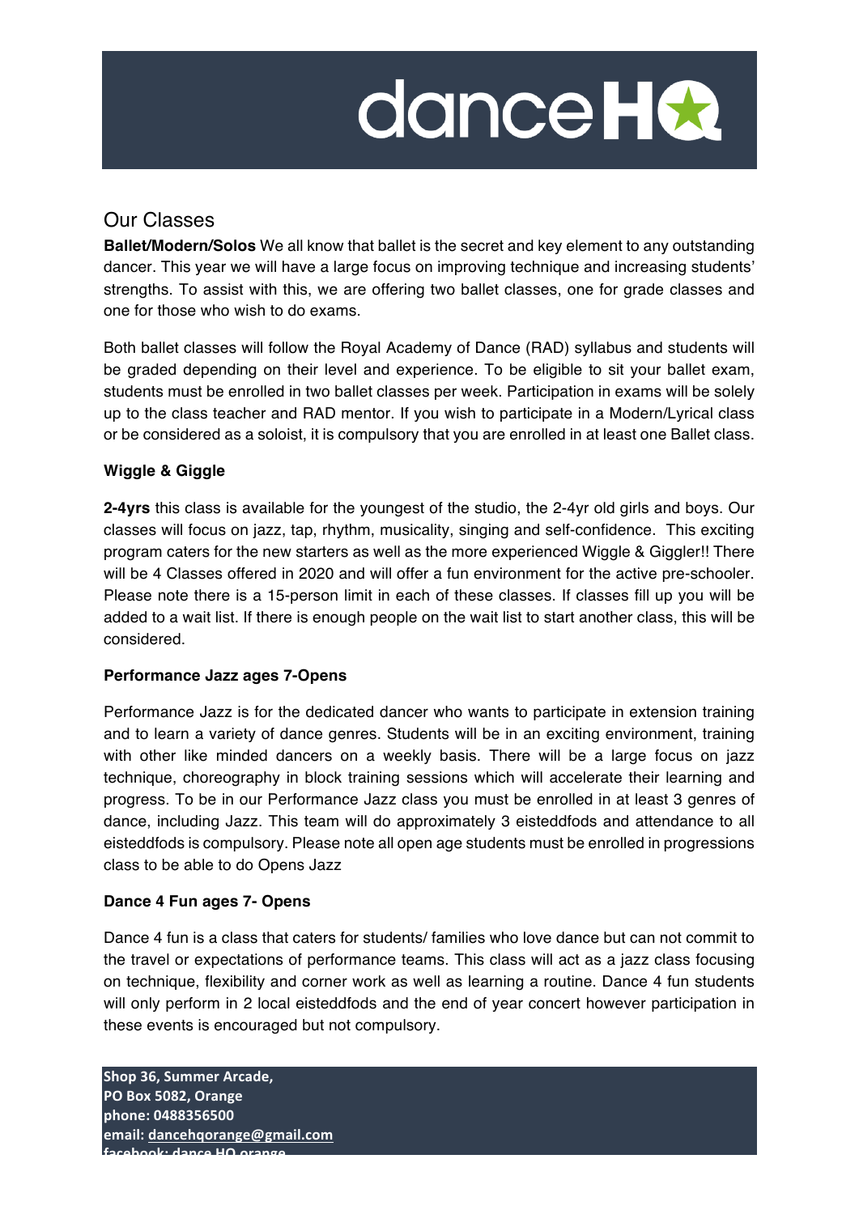# danceHQ

## Our Classes

**Ballet/Modern/Solos** We all know that ballet is the secret and key element to any outstanding dancer. This year we will have a large focus on improving technique and increasing students' strengths. To assist with this, we are offering two ballet classes, one for grade classes and one for those who wish to do exams.

Both ballet classes will follow the Royal Academy of Dance (RAD) syllabus and students will be graded depending on their level and experience. To be eligible to sit your ballet exam, students must be enrolled in two ballet classes per week. Participation in exams will be solely up to the class teacher and RAD mentor. If you wish to participate in a Modern/Lyrical class or be considered as a soloist, it is compulsory that you are enrolled in at least one Ballet class.

### Wiggle & Giggle

**2-4yrs** this class is available for the youngest of the studio, the 2-4yr old girls and boys. Our classes will focus on jazz, tap, rhythm, musicality, singing and self-confidence. This exciting program caters for the new starters as well as the more experienced Wiggle & Giggler!! There will be 4 Classes offered in 2020 and will offer a fun environment for the active pre-schooler. Please note there is a 15-person limit in each of these classes. If classes fill up you will be added to a wait list. If there is enough people on the wait list to start another class, this will be considered.

### Performance Jazz ages 7-Opens

Performance Jazz is for the dedicated dancer who wants to participate in extension training and to learn a variety of dance genres. Students will be in an exciting environment, training with other like minded dancers on a weekly basis. There will be a large focus on jazz technique, choreography in block training sessions which will accelerate their learning and progress. To be in our Performance Jazz class you must be enrolled in at least 3 genres of dance, including Jazz. This team will do approximately 3 eisteddfods and attendance to all eisteddfods is compulsory. Please note all open age students must be enrolled in progressions class to be able to do Opens Jazz

### Dance 4 Fun ages 7- Opens

Dance 4 fun is a class that caters for students/ families who love dance but can not commit to the travel or expectations of performance teams. This class will act as a jazz class focusing on technique, flexibility and corner work as well as learning a routine. Dance 4 fun students will only perform in 2 local eisteddfods and the end of year concert however participation in these events is encouraged but not compulsory.

**Shop 36, Summer Arcade,**
**PO Box 5082, Orange**
**phone: 0488356500**
**email: dancehqorange@gmail.com**
**facebook: dance HQ orange**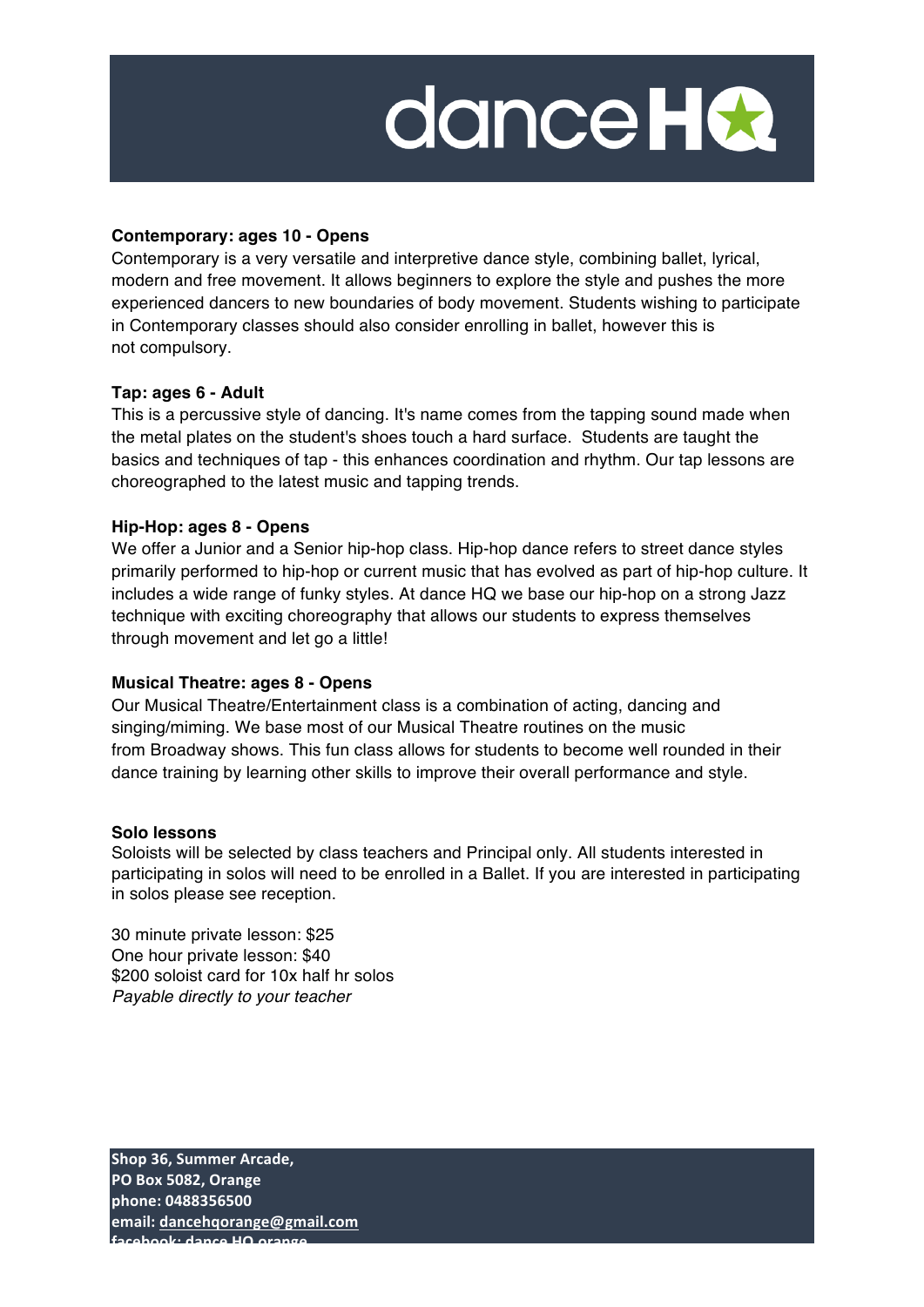**Contemporary: ages 10 - Opens**

Contemporary is a very versatile and interpretive dance style, combining ballet, lyrical, modern and free movement. It allows beginners to explore the style and pushes the more experienced dancers to new boundaries of body movement. Students wishing to participate in Contemporary classes should also consider enrolling in ballet, however this is not compulsory.

**Tap: ages 6 - Adult**

This is a percussive style of dancing. It's name comes from the tapping sound made when the metal plates on the student's shoes touch a hard surface. Students are taught the basics and techniques of tap - this enhances coordination and rhythm. Our tap lessons are choreographed to the latest music and tapping trends.

**Hip-Hop: ages 8 - Opens**

We offer a Junior and a Senior hip-hop class. Hip-hop dance refers to street dance styles primarily performed to hip-hop or current music that has evolved as part of hip-hop culture. It includes a wide range of funky styles. At dance HQ we base our hip-hop on a strong Jazz technique with exciting choreography that allows our students to express themselves through movement and let go a little!

**Musical Theatre: ages 8 - Opens**

Our Musical Theatre/Entertainment class is a combination of acting, dancing and singing/miming. We base most of our Musical Theatre routines on the music from Broadway shows. This fun class allows for students to become well rounded in their dance training by learning other skills to improve their overall performance and style.

**Solo lessons**

Soloists will be selected by class teachers and Principal only. All students interested in participating in solos will need to be enrolled in a Ballet. If you are interested in participating in solos please see reception.

30 minute private lesson: $25
One hour private lesson: $40
$200 soloist card for 10x half hr solos
*Payable directly to your teacher*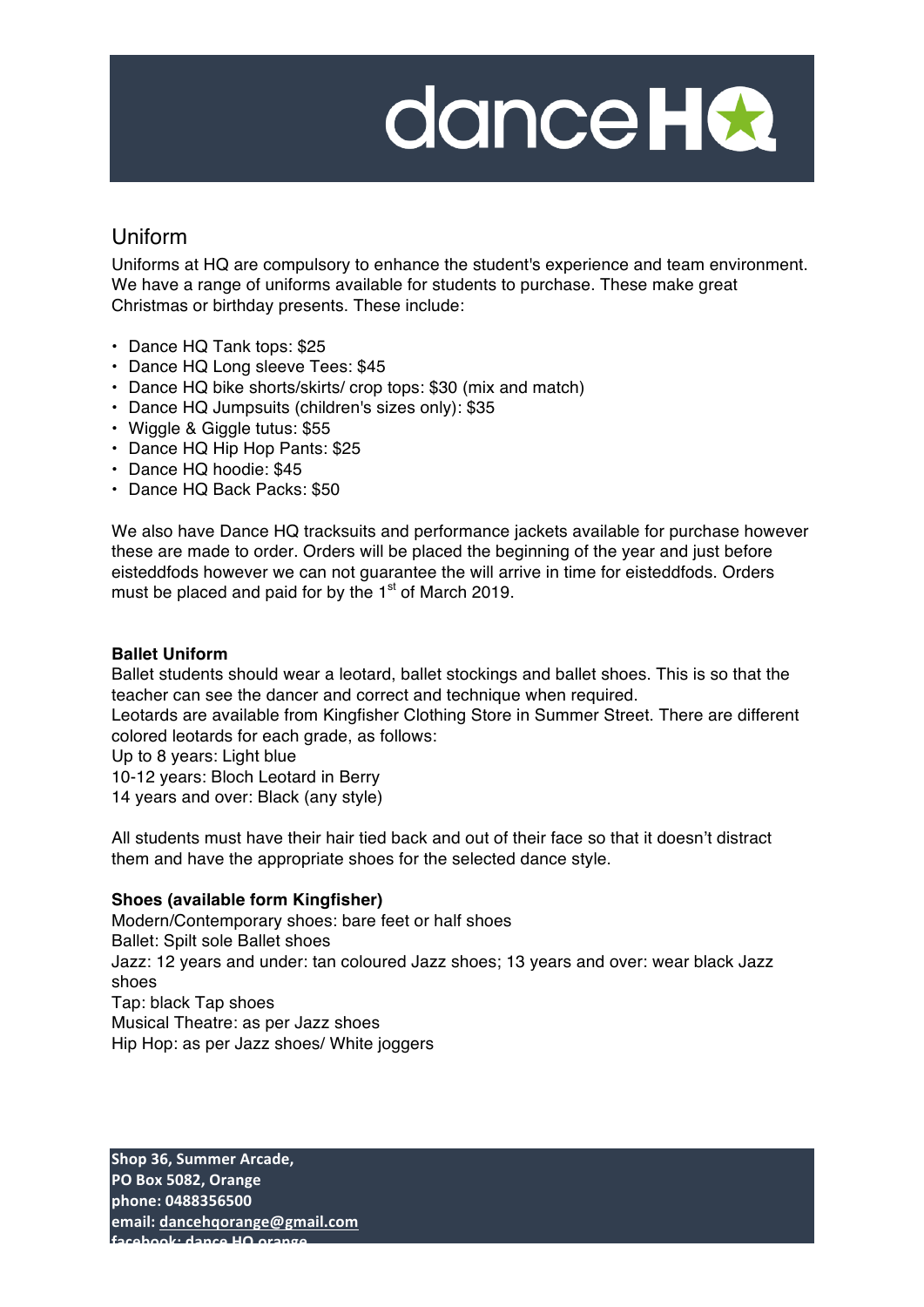# danceHQ

## Uniform

Uniforms at HQ are compulsory to enhance the student's experience and team environment. We have a range of uniforms available for students to purchase. These make great Christmas or birthday presents. These include:

- Dance HQ Tank tops: $25
- Dance HQ Long sleeve Tees: $45
- Dance HQ bike shorts/skirts/ crop tops: $30 (mix and match)
- Dance HQ Jumpsuits (children's sizes only): $35
- Wiggle & Giggle tutus: $55
- Dance HQ Hip Hop Pants: $25
- Dance HQ hoodie: $45
- Dance HQ Back Packs: $50

We also have Dance HQ tracksuits and performance jackets available for purchase however these are made to order. Orders will be placed the beginning of the year and just before eisteddfods however we can not guarantee the will arrive in time for eisteddfods. Orders must be placed and paid for by the 1st of March 2019.

**Ballet Uniform**

Ballet students should wear a leotard, ballet stockings and ballet shoes. This is so that the teacher can see the dancer and correct and technique when required.
Leotards are available from Kingfisher Clothing Store in Summer Street. There are different colored leotards for each grade, as follows:
Up to 8 years: Light blue
10-12 years: Bloch Leotard in Berry
14 years and over: Black (any style)

All students must have their hair tied back and out of their face so that it doesn't distract them and have the appropriate shoes for the selected dance style.

**Shoes (available form Kingfisher)**

Modern/Contemporary shoes: bare feet or half shoes
Ballet: Spilt sole Ballet shoes
Jazz: 12 years and under: tan coloured Jazz shoes; 13 years and over: wear black Jazz shoes
Tap: black Tap shoes
Musical Theatre: as per Jazz shoes
Hip Hop: as per Jazz shoes/ White joggers

**Shop 36, Summer Arcade,**
**PO Box 5082, Orange**
**phone: 0488356500**
**email: dancehqorange@gmail.com**
**facebook: dance HQ orange**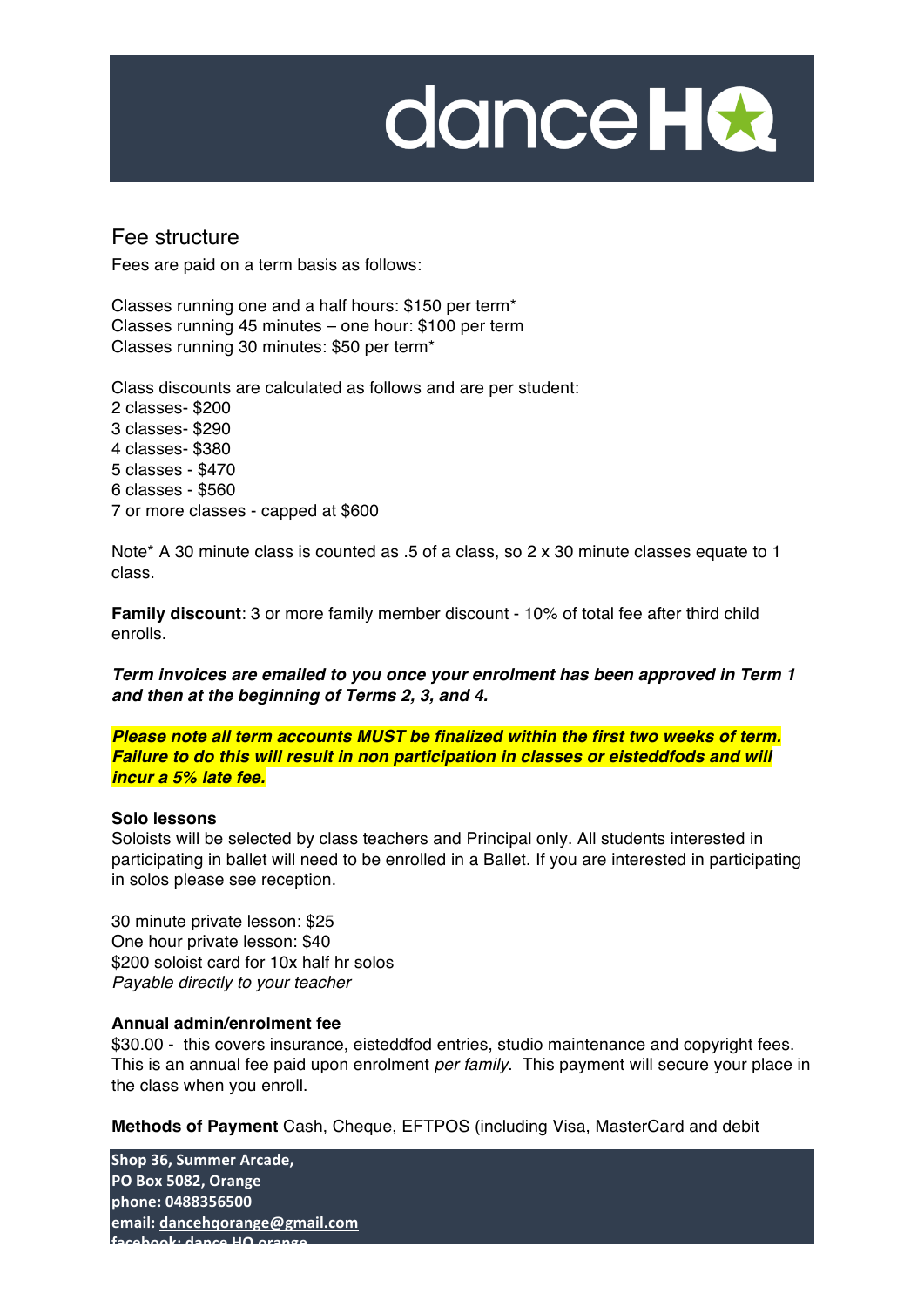## Fee structure

Fees are paid on a term basis as follows:

Classes running one and a half hours: $150 per term*
Classes running 45 minutes – one hour: $100 per term
Classes running 30 minutes: $50 per term*

Class discounts are calculated as follows and are per student:
2 classes- $200
3 classes- $290
4 classes- $380
5 classes - $470
6 classes - $560
7 or more classes - capped at $600

Note* A 30 minute class is counted as .5 of a class, so 2 x 30 minute classes equate to 1 class.

**Family discount**: 3 or more family member discount - 10% of total fee after third child enrolls.

***Term invoices are emailed to you once your enrolment has been approved in Term 1 and then at the beginning of Terms 2, 3, and 4.***

***Please note all term accounts MUST be finalized within the first two weeks of term. Failure to do this will result in non participation in classes or eisteddfods and will incur a 5% late fee.***

**Solo lessons**
Soloists will be selected by class teachers and Principal only. All students interested in participating in ballet will need to be enrolled in a Ballet. If you are interested in participating in solos please see reception.

30 minute private lesson: $25
One hour private lesson: $40
$200 soloist card for 10x half hr solos
*Payable directly to your teacher*

**Annual admin/enrolment fee**
$30.00 - this covers insurance, eisteddfod entries, studio maintenance and copyright fees. This is an annual fee paid upon enrolment *per family*. This payment will secure your place in the class when you enroll.

**Methods of Payment** Cash, Cheque, EFTPOS (including Visa, MasterCard and debit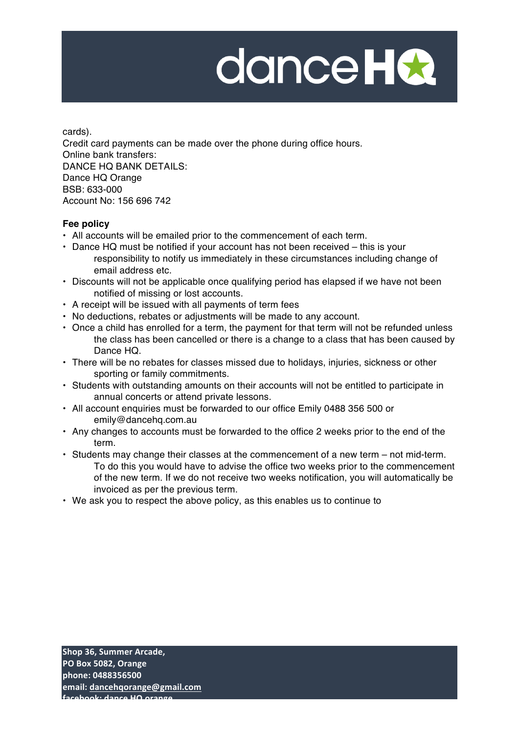cards).
Credit card payments can be made over the phone during office hours.
Online bank transfers:
DANCE HQ BANK DETAILS:
Dance HQ Orange
BSB: 633-000
Account No: 156 696 742

**Fee policy**

- All accounts will be emailed prior to the commencement of each term.
- Dance HQ must be notified if your account has not been received – this is your responsibility to notify us immediately in these circumstances including change of email address etc.
- Discounts will not be applicable once qualifying period has elapsed if we have not been notified of missing or lost accounts.
- A receipt will be issued with all payments of term fees
- No deductions, rebates or adjustments will be made to any account.
- Once a child has enrolled for a term, the payment for that term will not be refunded unless the class has been cancelled or there is a change to a class that has been caused by Dance HQ.
- There will be no rebates for classes missed due to holidays, injuries, sickness or other sporting or family commitments.
- Students with outstanding amounts on their accounts will not be entitled to participate in annual concerts or attend private lessons.
- All account enquiries must be forwarded to our office Emily 0488 356 500 or emily@dancehq.com.au
- Any changes to accounts must be forwarded to the office 2 weeks prior to the end of the term.
- Students may change their classes at the commencement of a new term – not mid-term. To do this you would have to advise the office two weeks prior to the commencement of the new term. If we do not receive two weeks notification, you will automatically be invoiced as per the previous term.
- We ask you to respect the above policy, as this enables us to continue to